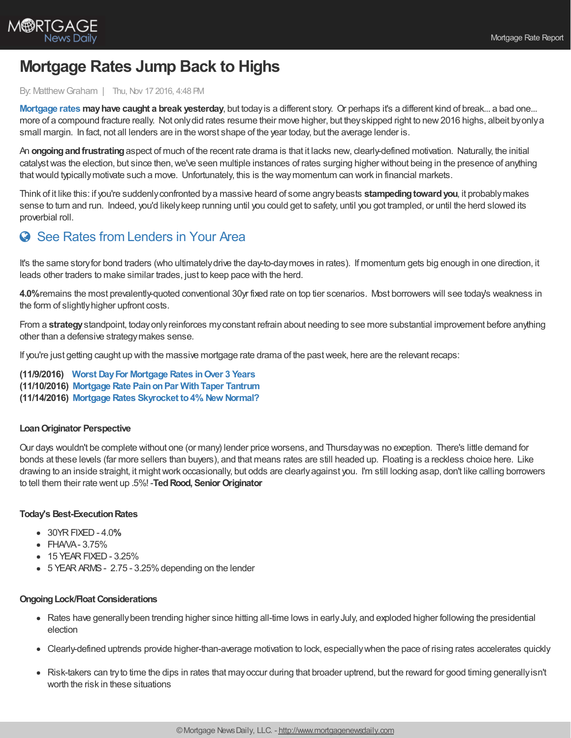# Mortgage Rates Jump Back to Highs

By: Matthew Graham | Thu, Nov 17 2016, 4:48 PM

**Mortgage rates may have caught a break yesterday**, but today is a different story. Or perhaps it's a different kind of break... a bad one... more of a compound fracture really. Not only did rates resume their move higher, but they skipped right to new 2016 highs, albeit by only a small margin. In fact, not all lenders are in the worst shape of the year today, but the average lender is.

An **ongoing and frustrating** aspect of much of the recent rate drama is that it lacks new, clearly-defined motivation. Naturally, the initial catalyst was the election, but since then, we've seen multiple instances of rates surging higher without being in the presence of anything that would typically motivate such a move. Unfortunately, this is the way momentum can work in financial markets.

Think of it like this: if you're suddenly confronted by a massive heard of some angry beasts **stampeding toward you**, it probably makes sense to turn and run. Indeed, you'd likely keep running until you could get to safety, until you got trampled, or until the herd slowed its proverbial roll.

## See Rates from Lenders in Your Area

It's the same story for bond traders (who ultimately drive the day-to-day moves in rates). If momentum gets big enough in one direction, it leads other traders to make similar trades, just to keep pace with the herd.

**4.0%** remains the most prevalently-quoted conventional 30yr fixed rate on top tier scenarios. Most borrowers will see today's weakness in the form of slightly higher upfront costs.

From a **strategy** standpoint, today only reinforces my constant refrain about needing to see more substantial improvement before anything other than a defensive strategy makes sense.

If you're just getting caught up with the massive mortgage rate drama of the past week, here are the relevant recaps:

**(11/9/2016)** **Worst Day For Mortgage Rates in Over 3 Years**
**(11/10/2016)** **Mortgage Rate Pain on Par With Taper Tantrum**
**(11/14/2016)** **Mortgage Rates Skyrocket to 4% New Normal?**

#### Loan Originator Perspective

Our days wouldn't be complete without one (or many) lender price worsens, and Thursday was no exception. There's little demand for bonds at these levels (far more sellers than buyers), and that means rates are still headed up. Floating is a reckless choice here. Like drawing to an inside straight, it might work occasionally, but odds are clearly against you. I'm still locking asap, don't like calling borrowers to tell them their rate went up .5%! -**Ted Rood, Senior Originator**

#### Today's Best-Execution Rates

- 30YR FIXED - 4.0%
- FHA/VA - 3.75%
- 15 YEAR FIXED - 3.25%
- 5 YEAR ARMS - 2.75 - 3.25% depending on the lender

#### Ongoing Lock/Float Considerations

- Rates have generally been trending higher since hitting all-time lows in early July, and exploded higher following the presidential election
- Clearly-defined uptrends provide higher-than-average motivation to lock, especially when the pace of rising rates accelerates quickly
- Risk-takers can try to time the dips in rates that may occur during that broader uptrend, but the reward for good timing generally isn't worth the risk in these situations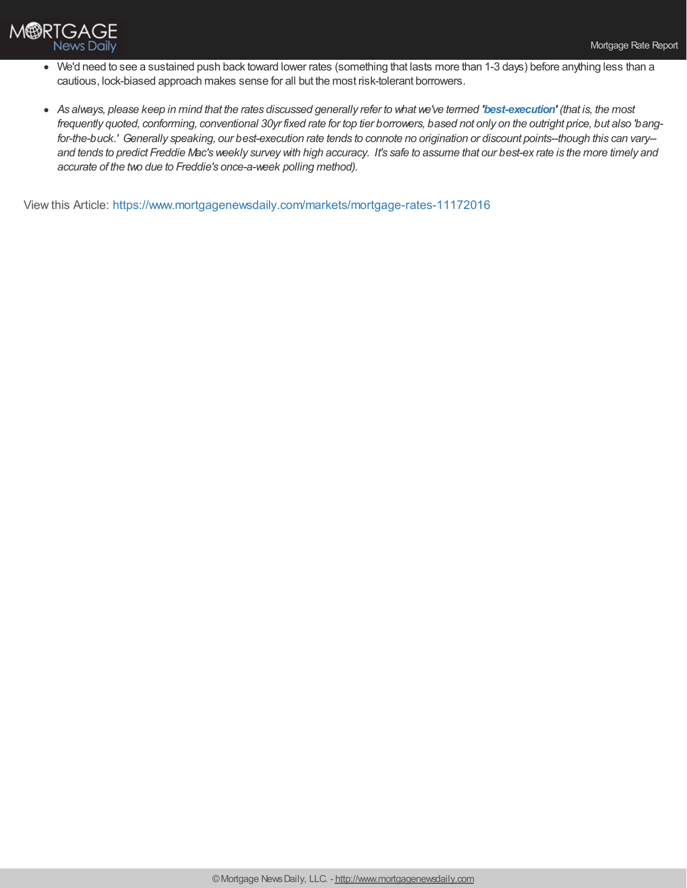- We'd need to see a sustained push back toward lower rates (something that lasts more than 1-3 days) before anything less than a cautious, lock-biased approach makes sense for all but the most risk-tolerant borrowers.

- *As always, please keep in mind that the rates discussed generally refer to what we've termed '**best-execution**' (that is, the most frequently quoted, conforming, conventional 30yr fixed rate for top tier borrowers, based not only on the outright price, but also 'bang-for-the-buck.' Generally speaking, our best-execution rate tends to connote no origination or discount points--though this can vary--and tends to predict Freddie Mac's weekly survey with high accuracy. It's safe to assume that our best-ex rate is the more timely and accurate of the two due to Freddie's once-a-week polling method).*

View this Article: https://www.mortgagenewsdaily.com/markets/mortgage-rates-11172016